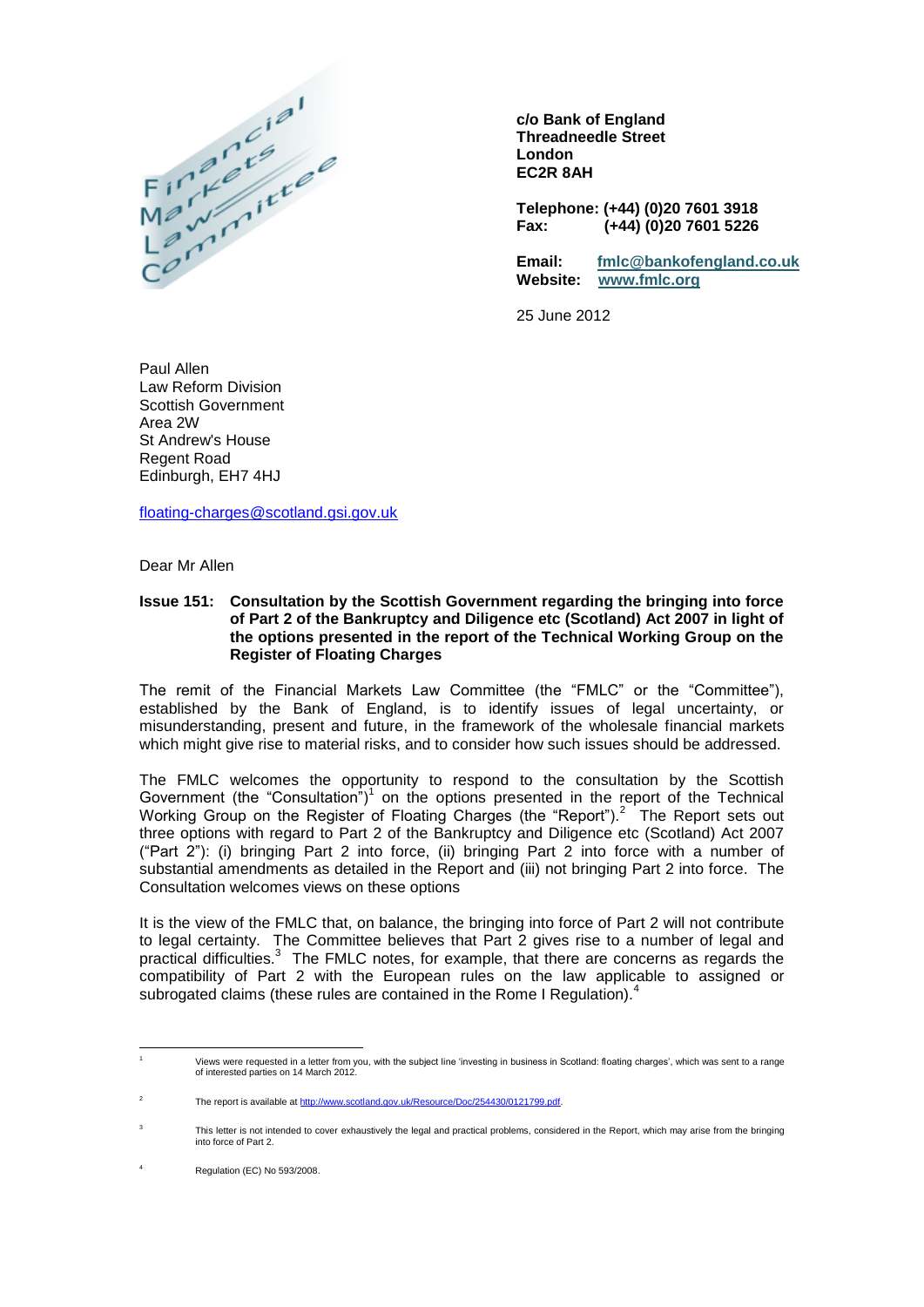Financial Markets Law Committee

**c/o Bank of England**
**Threadneedle Street**
**London**
**EC2R 8AH**

**Telephone: (+44) (0)20 7601 3918**
**Fax: (+44) (0)20 7601 5226**

**Email:** **fmlc@bankofengland.co.uk**
**Website:** **www.fmlc.org**

25 June 2012

Paul Allen
Law Reform Division
Scottish Government
Area 2W
St Andrew's House
Regent Road
Edinburgh, EH7 4HJ

floating-charges@scotland.gsi.gov.uk

Dear Mr Allen

**Issue 151: Consultation by the Scottish Government regarding the bringing into force of Part 2 of the Bankruptcy and Diligence etc (Scotland) Act 2007 in light of the options presented in the report of the Technical Working Group on the Register of Floating Charges**

The remit of the Financial Markets Law Committee (the "FMLC" or the "Committee"), established by the Bank of England, is to identify issues of legal uncertainty, or misunderstanding, present and future, in the framework of the wholesale financial markets which might give rise to material risks, and to consider how such issues should be addressed.

The FMLC welcomes the opportunity to respond to the consultation by the Scottish Government (the "Consultation")[1] on the options presented in the report of the Technical Working Group on the Register of Floating Charges (the "Report").[2] The Report sets out three options with regard to Part 2 of the Bankruptcy and Diligence etc (Scotland) Act 2007 ("Part 2"): (i) bringing Part 2 into force, (ii) bringing Part 2 into force with a number of substantial amendments as detailed in the Report and (iii) not bringing Part 2 into force. The Consultation welcomes views on these options

It is the view of the FMLC that, on balance, the bringing into force of Part 2 will not contribute to legal certainty. The Committee believes that Part 2 gives rise to a number of legal and practical difficulties.[3] The FMLC notes, for example, that there are concerns as regards the compatibility of Part 2 with the European rules on the law applicable to assigned or subrogated claims (these rules are contained in the Rome I Regulation).[4]

---

[1] Views were requested in a letter from you, with the subject line 'investing in business in Scotland: floating charges', which was sent to a range of interested parties on 14 March 2012.

[2] The report is available at http://www.scotland.gov.uk/Resource/Doc/254430/0121799.pdf.

[3] This letter is not intended to cover exhaustively the legal and practical problems, considered in the Report, which may arise from the bringing into force of Part 2.

[4] Regulation (EC) No 593/2008.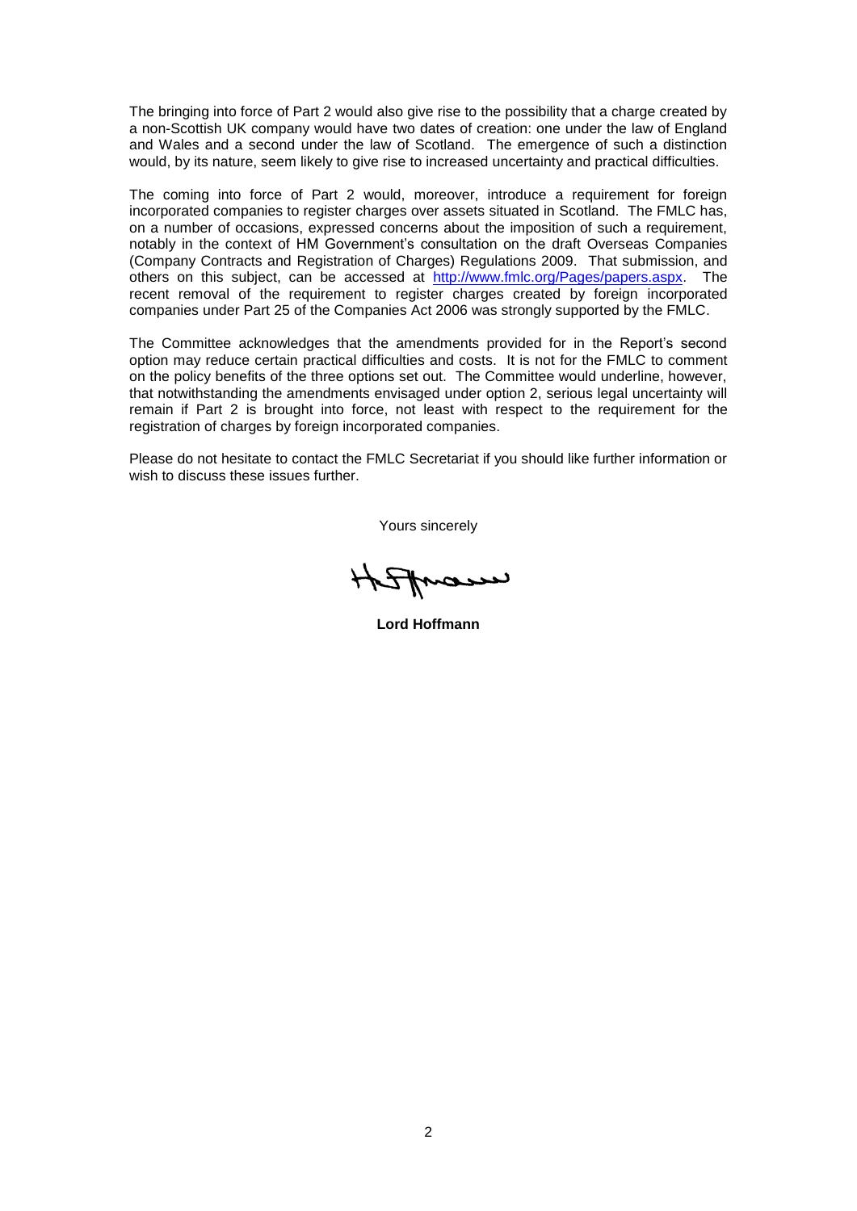The bringing into force of Part 2 would also give rise to the possibility that a charge created by a non-Scottish UK company would have two dates of creation: one under the law of England and Wales and a second under the law of Scotland. The emergence of such a distinction would, by its nature, seem likely to give rise to increased uncertainty and practical difficulties.

The coming into force of Part 2 would, moreover, introduce a requirement for foreign incorporated companies to register charges over assets situated in Scotland. The FMLC has, on a number of occasions, expressed concerns about the imposition of such a requirement, notably in the context of HM Government's consultation on the draft Overseas Companies (Company Contracts and Registration of Charges) Regulations 2009. That submission, and others on this subject, can be accessed at [http://www.fmlc.org/Pages/papers.aspx](http://www.fmlc.org/Pages/papers.aspx). The recent removal of the requirement to register charges created by foreign incorporated companies under Part 25 of the Companies Act 2006 was strongly supported by the FMLC.

The Committee acknowledges that the amendments provided for in the Report's second option may reduce certain practical difficulties and costs. It is not for the FMLC to comment on the policy benefits of the three options set out. The Committee would underline, however, that notwithstanding the amendments envisaged under option 2, serious legal uncertainty will remain if Part 2 is brought into force, not least with respect to the requirement for the registration of charges by foreign incorporated companies.

Please do not hesitate to contact the FMLC Secretariat if you should like further information or wish to discuss these issues further.

Yours sincerely

**Lord Hoffmann**